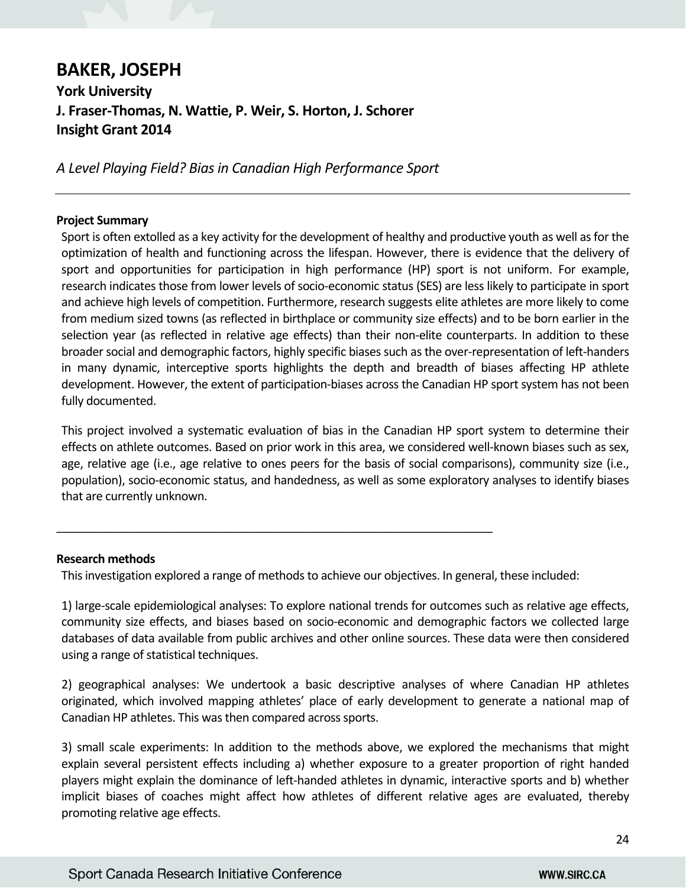# BAKER, JOSEPH

**York University**
**J. Fraser-Thomas, N. Wattie, P. Weir, S. Horton, J. Schorer**
**Insight Grant 2014**

*A Level Playing Field? Bias in Canadian High Performance Sport*

---

**Project Summary**

Sport is often extolled as a key activity for the development of healthy and productive youth as well as for the optimization of health and functioning across the lifespan. However, there is evidence that the delivery of sport and opportunities for participation in high performance (HP) sport is not uniform. For example, research indicates those from lower levels of socio-economic status (SES) are less likely to participate in sport and achieve high levels of competition. Furthermore, research suggests elite athletes are more likely to come from medium sized towns (as reflected in birthplace or community size effects) and to be born earlier in the selection year (as reflected in relative age effects) than their non-elite counterparts. In addition to these broader social and demographic factors, highly specific biases such as the over-representation of left-handers in many dynamic, interceptive sports highlights the depth and breadth of biases affecting HP athlete development. However, the extent of participation-biases across the Canadian HP sport system has not been fully documented.

This project involved a systematic evaluation of bias in the Canadian HP sport system to determine their effects on athlete outcomes. Based on prior work in this area, we considered well-known biases such as sex, age, relative age (i.e., age relative to ones peers for the basis of social comparisons), community size (i.e., population), socio-economic status, and handedness, as well as some exploratory analyses to identify biases that are currently unknown.

---

**Research methods**

This investigation explored a range of methods to achieve our objectives. In general, these included:

1) large-scale epidemiological analyses: To explore national trends for outcomes such as relative age effects, community size effects, and biases based on socio-economic and demographic factors we collected large databases of data available from public archives and other online sources. These data were then considered using a range of statistical techniques.

2) geographical analyses: We undertook a basic descriptive analyses of where Canadian HP athletes originated, which involved mapping athletes' place of early development to generate a national map of Canadian HP athletes. This was then compared across sports.

3) small scale experiments: In addition to the methods above, we explored the mechanisms that might explain several persistent effects including a) whether exposure to a greater proportion of right handed players might explain the dominance of left-handed athletes in dynamic, interactive sports and b) whether implicit biases of coaches might affect how athletes of different relative ages are evaluated, thereby promoting relative age effects.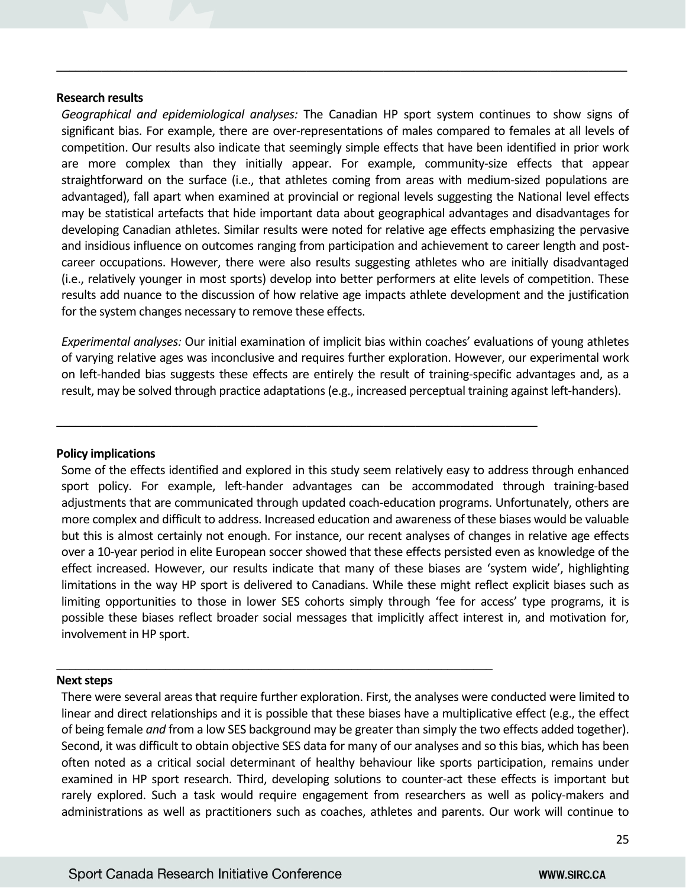**Research results**

*Geographical and epidemiological analyses:* The Canadian HP sport system continues to show signs of significant bias. For example, there are over-representations of males compared to females at all levels of competition. Our results also indicate that seemingly simple effects that have been identified in prior work are more complex than they initially appear. For example, community-size effects that appear straightforward on the surface (i.e., that athletes coming from areas with medium-sized populations are advantaged), fall apart when examined at provincial or regional levels suggesting the National level effects may be statistical artefacts that hide important data about geographical advantages and disadvantages for developing Canadian athletes. Similar results were noted for relative age effects emphasizing the pervasive and insidious influence on outcomes ranging from participation and achievement to career length and post-career occupations. However, there were also results suggesting athletes who are initially disadvantaged (i.e., relatively younger in most sports) develop into better performers at elite levels of competition. These results add nuance to the discussion of how relative age impacts athlete development and the justification for the system changes necessary to remove these effects.

*Experimental analyses:* Our initial examination of implicit bias within coaches' evaluations of young athletes of varying relative ages was inconclusive and requires further exploration. However, our experimental work on left-handed bias suggests these effects are entirely the result of training-specific advantages and, as a result, may be solved through practice adaptations (e.g., increased perceptual training against left-handers).

**Policy implications**

Some of the effects identified and explored in this study seem relatively easy to address through enhanced sport policy. For example, left-hander advantages can be accommodated through training-based adjustments that are communicated through updated coach-education programs. Unfortunately, others are more complex and difficult to address. Increased education and awareness of these biases would be valuable but this is almost certainly not enough. For instance, our recent analyses of changes in relative age effects over a 10-year period in elite European soccer showed that these effects persisted even as knowledge of the effect increased. However, our results indicate that many of these biases are 'system wide', highlighting limitations in the way HP sport is delivered to Canadians. While these might reflect explicit biases such as limiting opportunities to those in lower SES cohorts simply through 'fee for access' type programs, it is possible these biases reflect broader social messages that implicitly affect interest in, and motivation for, involvement in HP sport.

**Next steps**

There were several areas that require further exploration. First, the analyses were conducted were limited to linear and direct relationships and it is possible that these biases have a multiplicative effect (e.g., the effect of being female *and* from a low SES background may be greater than simply the two effects added together). Second, it was difficult to obtain objective SES data for many of our analyses and so this bias, which has been often noted as a critical social determinant of healthy behaviour like sports participation, remains under examined in HP sport research. Third, developing solutions to counter-act these effects is important but rarely explored. Such a task would require engagement from researchers as well as policy-makers and administrations as well as practitioners such as coaches, athletes and parents. Our work will continue to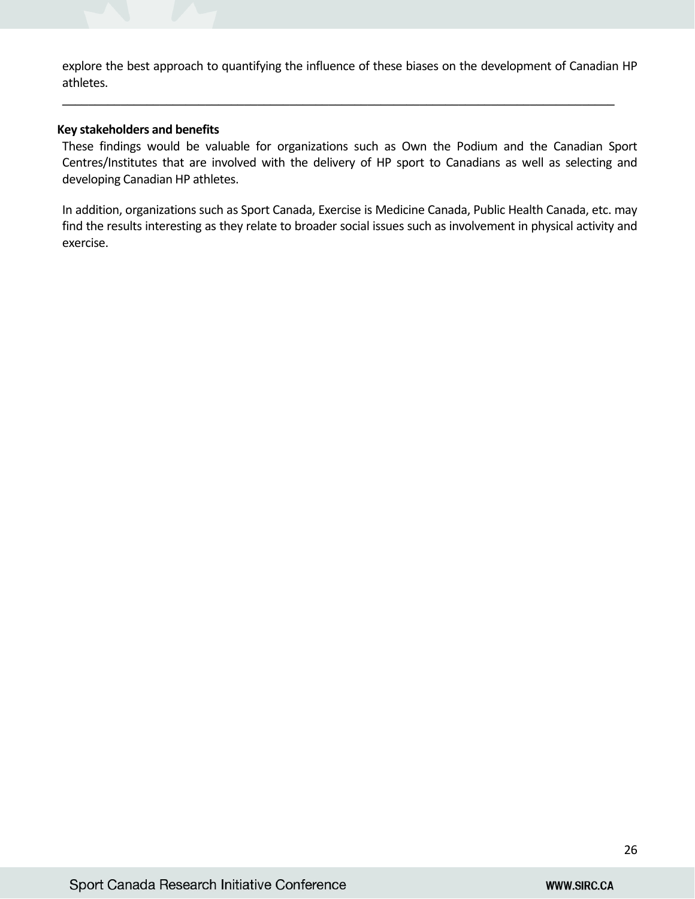explore the best approach to quantifying the influence of these biases on the development of Canadian HP athletes.

---

**Key stakeholders and benefits**

These findings would be valuable for organizations such as Own the Podium and the Canadian Sport Centres/Institutes that are involved with the delivery of HP sport to Canadians as well as selecting and developing Canadian HP athletes.

In addition, organizations such as Sport Canada, Exercise is Medicine Canada, Public Health Canada, etc. may find the results interesting as they relate to broader social issues such as involvement in physical activity and exercise.